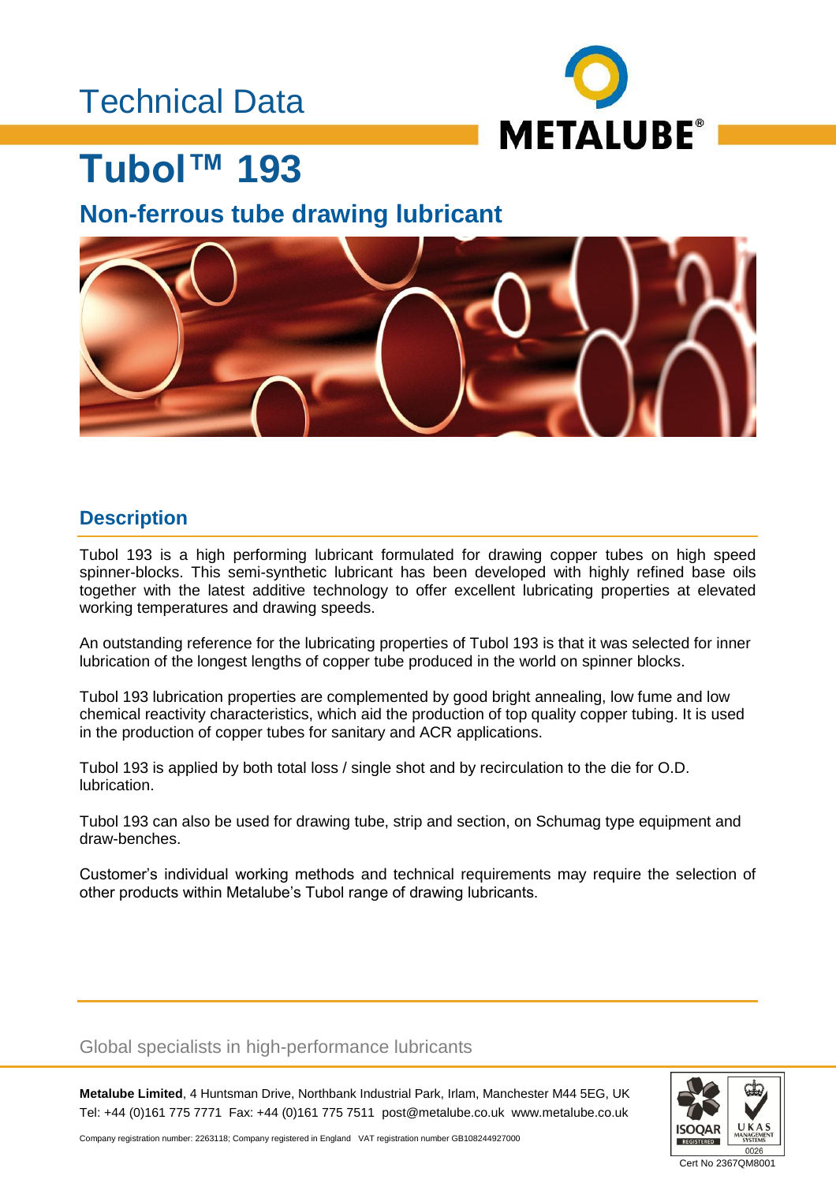Technical Data

# Tubol™ 193

## Non-ferrous tube drawing lubricant

### Description

Tubol 193 is a high performing lubricant formulated for drawing copper tubes on high speed spinner-blocks. This semi-synthetic lubricant has been developed with highly refined base oils together with the latest additive technology to offer excellent lubricating properties at elevated working temperatures and drawing speeds.

An outstanding reference for the lubricating properties of Tubol 193 is that it was selected for inner lubrication of the longest lengths of copper tube produced in the world on spinner blocks.

Tubol 193 lubrication properties are complemented by good bright annealing, low fume and low chemical reactivity characteristics, which aid the production of top quality copper tubing. It is used in the production of copper tubes for sanitary and ACR applications.

Tubol 193 is applied by both total loss / single shot and by recirculation to the die for O.D. lubrication.

Tubol 193 can also be used for drawing tube, strip and section, on Schumag type equipment and draw-benches.

Customer's individual working methods and technical requirements may require the selection of other products within Metalube's Tubol range of drawing lubricants.

Global specialists in high-performance lubricants

**Metalube Limited**, 4 Huntsman Drive, Northbank Industrial Park, Irlam, Manchester M44 5EG, UK
Tel: +44 (0)161 775 7771 Fax: +44 (0)161 775 7511 post@metalube.co.uk www.metalube.co.uk

Company registration number: 2263118; Company registered in England VAT registration number GB108244927000

Cert No 2367QM8001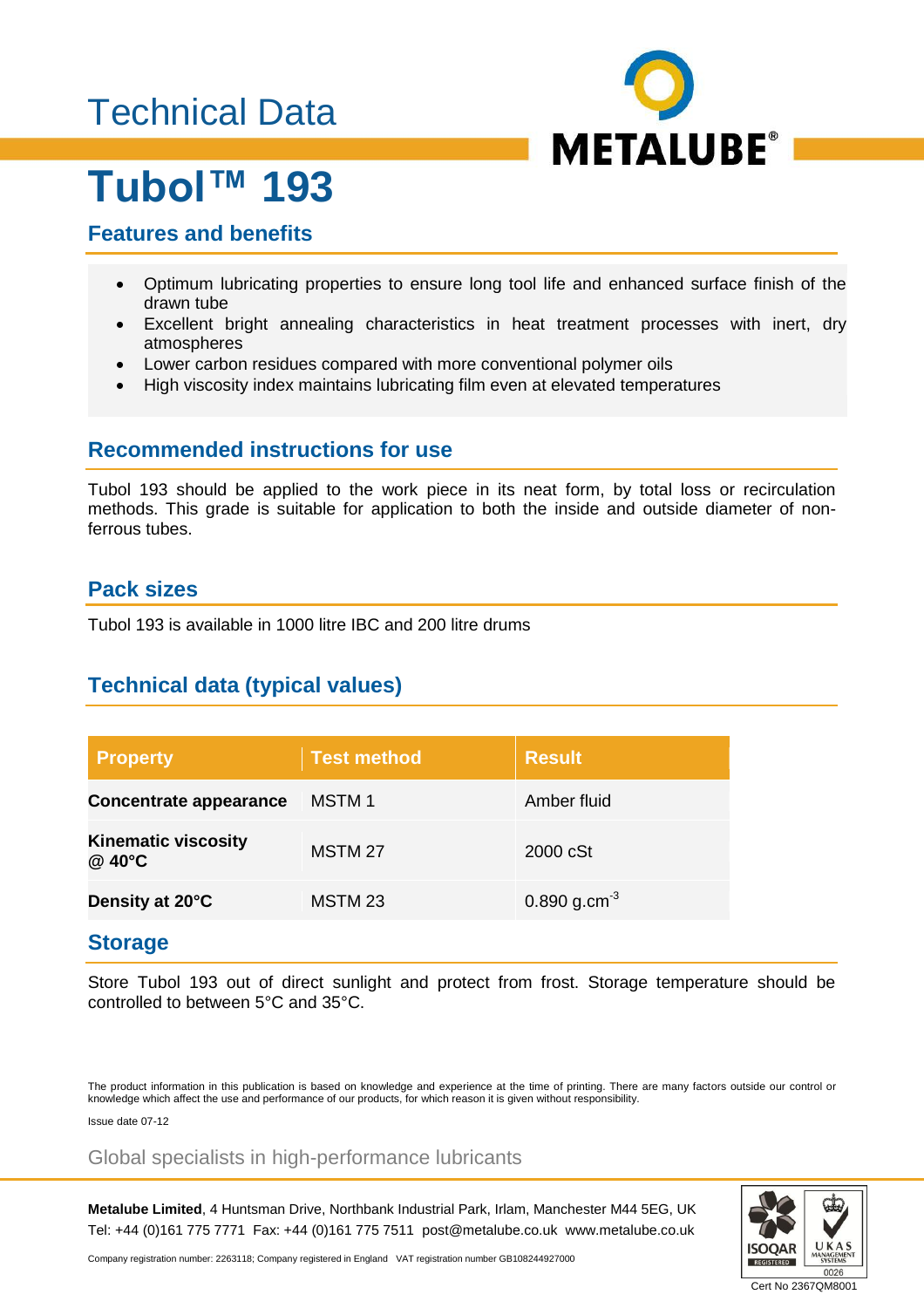Technical Data

# Tubol™ 193

## Features and benefits

- Optimum lubricating properties to ensure long tool life and enhanced surface finish of the drawn tube
- Excellent bright annealing characteristics in heat treatment processes with inert, dry atmospheres
- Lower carbon residues compared with more conventional polymer oils
- High viscosity index maintains lubricating film even at elevated temperatures

## Recommended instructions for use

Tubol 193 should be applied to the work piece in its neat form, by total loss or recirculation methods. This grade is suitable for application to both the inside and outside diameter of non-ferrous tubes.

## Pack sizes

Tubol 193 is available in 1000 litre IBC and 200 litre drums

## Technical data (typical values)

| Property | Test method | Result |
|---|---|---|
| **Concentrate appearance** | MSTM 1 | Amber fluid |
| **Kinematic viscosity @ 40°C** | MSTM 27 | 2000 cSt |
| **Density at 20°C** | MSTM 23 | 0.890 g.cm$^{-3}$ |

## Storage

Store Tubol 193 out of direct sunlight and protect from frost. Storage temperature should be controlled to between 5°C and 35°C.

The product information in this publication is based on knowledge and experience at the time of printing. There are many factors outside our control or knowledge which affect the use and performance of our products, for which reason it is given without responsibility.

Issue date 07-12

Global specialists in high-performance lubricants

**Metalube Limited**, 4 Huntsman Drive, Northbank Industrial Park, Irlam, Manchester M44 5EG, UK
Tel: +44 (0)161 775 7771 Fax: +44 (0)161 775 7511 post@metalube.co.uk www.metalube.co.uk

Company registration number: 2263118; Company registered in England VAT registration number GB108244927000

Cert No 2367QM8001